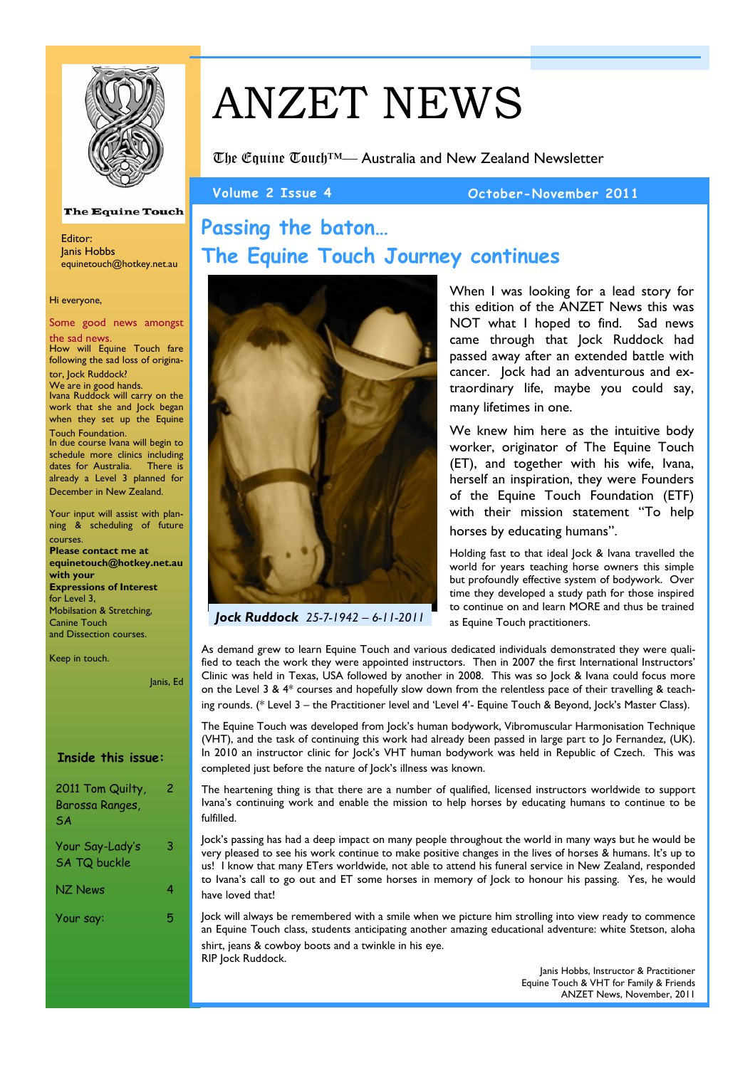# ANZET NEWS

The Equine Touch™— Australia and New Zealand Newsletter

Volume 2 Issue 4 — October-November 2011

The Equine Touch

Editor:
Janis Hobbs
equinetouch@hotkey.net.au

Hi everyone,

Some good news amongst the sad news.
How will Equine Touch fare following the sad loss of originator, Jock Ruddock?
We are in good hands.
Ivana Ruddock will carry on the work that she and Jock began when they set up the Equine Touch Foundation.
In due course Ivana will begin to schedule more clinics including dates for Australia. There is already a Level 3 planned for December in New Zealand.

Your input will assist with planning & scheduling of future courses.
**Please contact me at equinetouch@hotkey.net.au with your Expressions of Interest** for Level 3, Mobilisation & Stretching, Canine Touch and Dissection courses.

Keep in touch.

Janis, Ed

**Inside this issue:**

| | |
|---|---|
| 2011 Tom Quilty, Barossa Ranges, SA | 2 |
| Your Say-Lady's SA TQ buckle | 3 |
| NZ News | 4 |
| Your say: | 5 |

## Passing the baton… The Equine Touch Journey continues

***Jock Ruddock*** *25-7-1942 – 6-11-2011*

When I was looking for a lead story for this edition of the ANZET News this was NOT what I hoped to find. Sad news came through that Jock Ruddock had passed away after an extended battle with cancer. Jock had an adventurous and extraordinary life, maybe you could say, many lifetimes in one.

We knew him here as the intuitive body worker, originator of The Equine Touch (ET), and together with his wife, Ivana, herself an inspiration, they were Founders of the Equine Touch Foundation (ETF) with their mission statement "To help horses by educating humans".

Holding fast to that ideal Jock & Ivana travelled the world for years teaching horse owners this simple but profoundly effective system of bodywork. Over time they developed a study path for those inspired to continue on and learn MORE and thus be trained as Equine Touch practitioners.

As demand grew to learn Equine Touch and various dedicated individuals demonstrated they were qualified to teach the work they were appointed instructors. Then in 2007 the first International Instructors' Clinic was held in Texas, USA followed by another in 2008. This was so Jock & Ivana could focus more on the Level 3 & 4* courses and hopefully slow down from the relentless pace of their travelling & teaching rounds. (* Level 3 – the Practitioner level and 'Level 4'- Equine Touch & Beyond, Jock's Master Class).

The Equine Touch was developed from Jock's human bodywork, Vibromuscular Harmonisation Technique (VHT), and the task of continuing this work had already been passed in large part to Jo Fernandez, (UK). In 2010 an instructor clinic for Jock's VHT human bodywork was held in Republic of Czech. This was completed just before the nature of Jock's illness was known.

The heartening thing is that there are a number of qualified, licensed instructors worldwide to support Ivana's continuing work and enable the mission to help horses by educating humans to continue to be fulfilled.

Jock's passing has had a deep impact on many people throughout the world in many ways but he would be very pleased to see his work continue to make positive changes in the lives of horses & humans. It's up to us! I know that many ETers worldwide, not able to attend his funeral service in New Zealand, responded to Ivana's call to go out and ET some horses in memory of Jock to honour his passing. Yes, he would have loved that!

Jock will always be remembered with a smile when we picture him strolling into view ready to commence an Equine Touch class, students anticipating another amazing educational adventure: white Stetson, aloha shirt, jeans & cowboy boots and a twinkle in his eye.
RIP Jock Ruddock.

Janis Hobbs, Instructor & Practitioner
Equine Touch & VHT for Family & Friends
ANZET News, November, 2011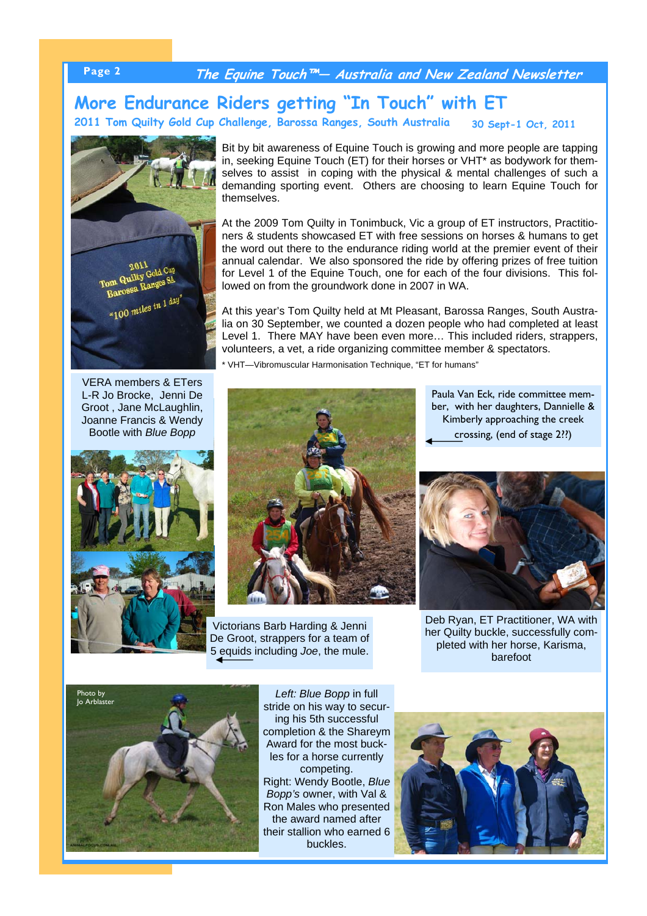## More Endurance Riders getting "In Touch" with ET

**2011 Tom Quilty Gold Cup Challenge, Barossa Ranges, South Australia** **30 Sept-1 Oct, 2011**

Bit by bit awareness of Equine Touch is growing and more people are tapping in, seeking Equine Touch (ET) for their horses or VHT* as bodywork for themselves to assist in coping with the physical & mental challenges of such a demanding sporting event. Others are choosing to learn Equine Touch for themselves.

At the 2009 Tom Quilty in Tonimbuck, Vic a group of ET instructors, Practitioners & students showcased ET with free sessions on horses & humans to get the word out there to the endurance riding world at the premier event of their annual calendar. We also sponsored the ride by offering prizes of free tuition for Level 1 of the Equine Touch, one for each of the four divisions. This followed on from the groundwork done in 2007 in WA.

At this year's Tom Quilty held at Mt Pleasant, Barossa Ranges, South Australia on 30 September, we counted a dozen people who had completed at least Level 1. There MAY have been even more… This included riders, strappers, volunteers, a vet, a ride organizing committee member & spectators.

\* VHT—Vibromuscular Harmonisation Technique, "ET for humans"

VERA members & ETers L-R Jo Brocke, Jenni De Groot , Jane McLaughlin, Joanne Francis & Wendy Bootle with *Blue Bopp*

Paula Van Eck, ride committee member, with her daughters, Dannielle & Kimberly approaching the creek crossing, (end of stage 2??)

Victorians Barb Harding & Jenni De Groot, strappers for a team of 5 equids including *Joe*, the mule.

Deb Ryan, ET Practitioner, WA with her Quilty buckle, successfully completed with her horse, Karisma, barefoot

Photo by Jo Arblaster

*Left: Blue Bopp* in full stride on his way to securing his 5th successful completion & the Shareym Award for the most buckles for a horse currently competing.
Right: Wendy Bootle, *Blue Bopp's* owner, with Val & Ron Males who presented the award named after their stallion who earned 6 buckles.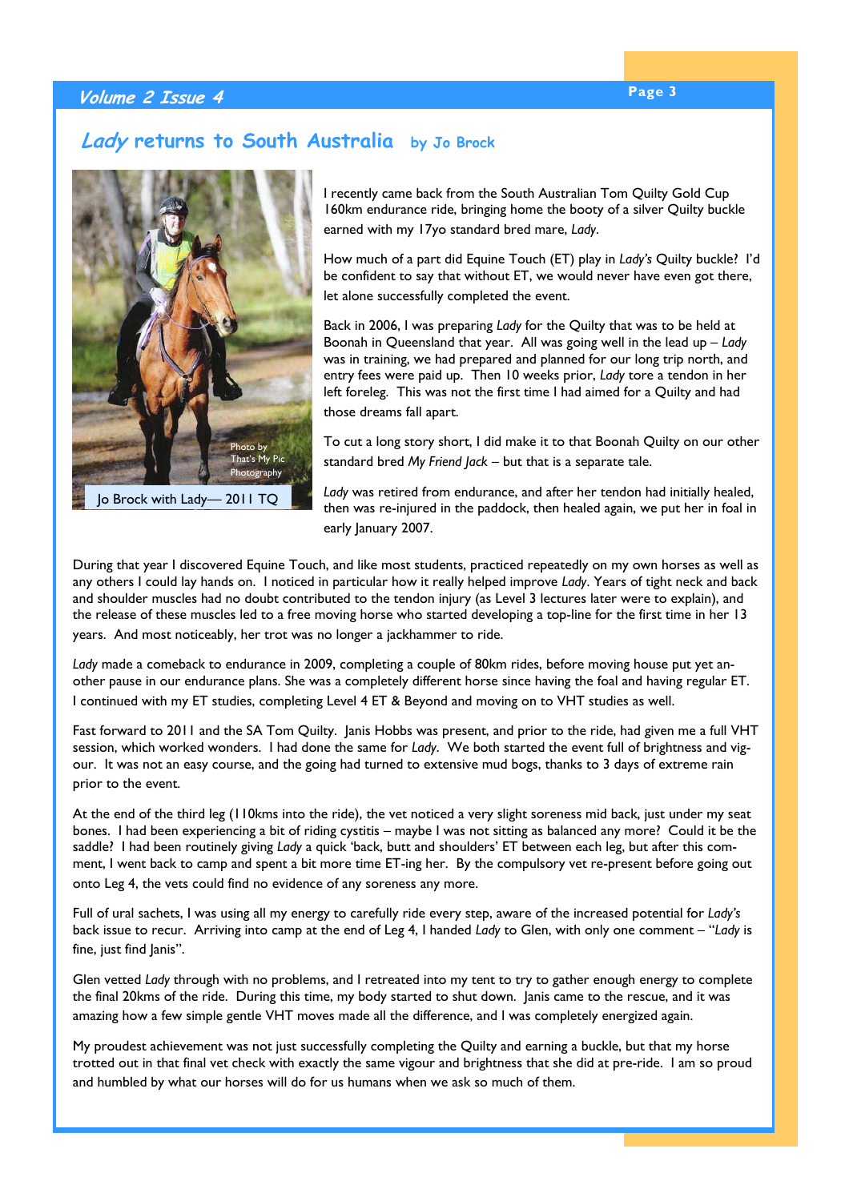## *Lady* returns to South Australia by Jo Brock

Photo by That's My Pic Photography

Jo Brock with Lady— 2011 TQ

I recently came back from the South Australian Tom Quilty Gold Cup 160km endurance ride, bringing home the booty of a silver Quilty buckle earned with my 17yo standard bred mare, *Lady*.

How much of a part did Equine Touch (ET) play in *Lady's* Quilty buckle? I'd be confident to say that without ET, we would never have even got there, let alone successfully completed the event.

Back in 2006, I was preparing *Lady* for the Quilty that was to be held at Boonah in Queensland that year. All was going well in the lead up – *Lady* was in training, we had prepared and planned for our long trip north, and entry fees were paid up. Then 10 weeks prior, *Lady* tore a tendon in her left foreleg. This was not the first time I had aimed for a Quilty and had those dreams fall apart.

To cut a long story short, I did make it to that Boonah Quilty on our other standard bred *My Friend Jack* – but that is a separate tale.

*Lady* was retired from endurance, and after her tendon had initially healed, then was re-injured in the paddock, then healed again, we put her in foal in early January 2007.

During that year I discovered Equine Touch, and like most students, practiced repeatedly on my own horses as well as any others I could lay hands on. I noticed in particular how it really helped improve *Lady*. Years of tight neck and back and shoulder muscles had no doubt contributed to the tendon injury (as Level 3 lectures later were to explain), and the release of these muscles led to a free moving horse who started developing a top-line for the first time in her 13 years. And most noticeably, her trot was no longer a jackhammer to ride.

*Lady* made a comeback to endurance in 2009, completing a couple of 80km rides, before moving house put yet another pause in our endurance plans. She was a completely different horse since having the foal and having regular ET. I continued with my ET studies, completing Level 4 ET & Beyond and moving on to VHT studies as well.

Fast forward to 2011 and the SA Tom Quilty. Janis Hobbs was present, and prior to the ride, had given me a full VHT session, which worked wonders. I had done the same for *Lady*. We both started the event full of brightness and vigour. It was not an easy course, and the going had turned to extensive mud bogs, thanks to 3 days of extreme rain prior to the event.

At the end of the third leg (110kms into the ride), the vet noticed a very slight soreness mid back, just under my seat bones. I had been experiencing a bit of riding cystitis – maybe I was not sitting as balanced any more? Could it be the saddle? I had been routinely giving *Lady* a quick 'back, butt and shoulders' ET between each leg, but after this comment, I went back to camp and spent a bit more time ET-ing her. By the compulsory vet re-present before going out onto Leg 4, the vets could find no evidence of any soreness any more.

Full of ural sachets, I was using all my energy to carefully ride every step, aware of the increased potential for *Lady's* back issue to recur. Arriving into camp at the end of Leg 4, I handed *Lady* to Glen, with only one comment – "*Lady* is fine, just find Janis".

Glen vetted *Lady* through with no problems, and I retreated into my tent to try to gather enough energy to complete the final 20kms of the ride. During this time, my body started to shut down. Janis came to the rescue, and it was amazing how a few simple gentle VHT moves made all the difference, and I was completely energized again.

My proudest achievement was not just successfully completing the Quilty and earning a buckle, but that my horse trotted out in that final vet check with exactly the same vigour and brightness that she did at pre-ride. I am so proud and humbled by what our horses will do for us humans when we ask so much of them.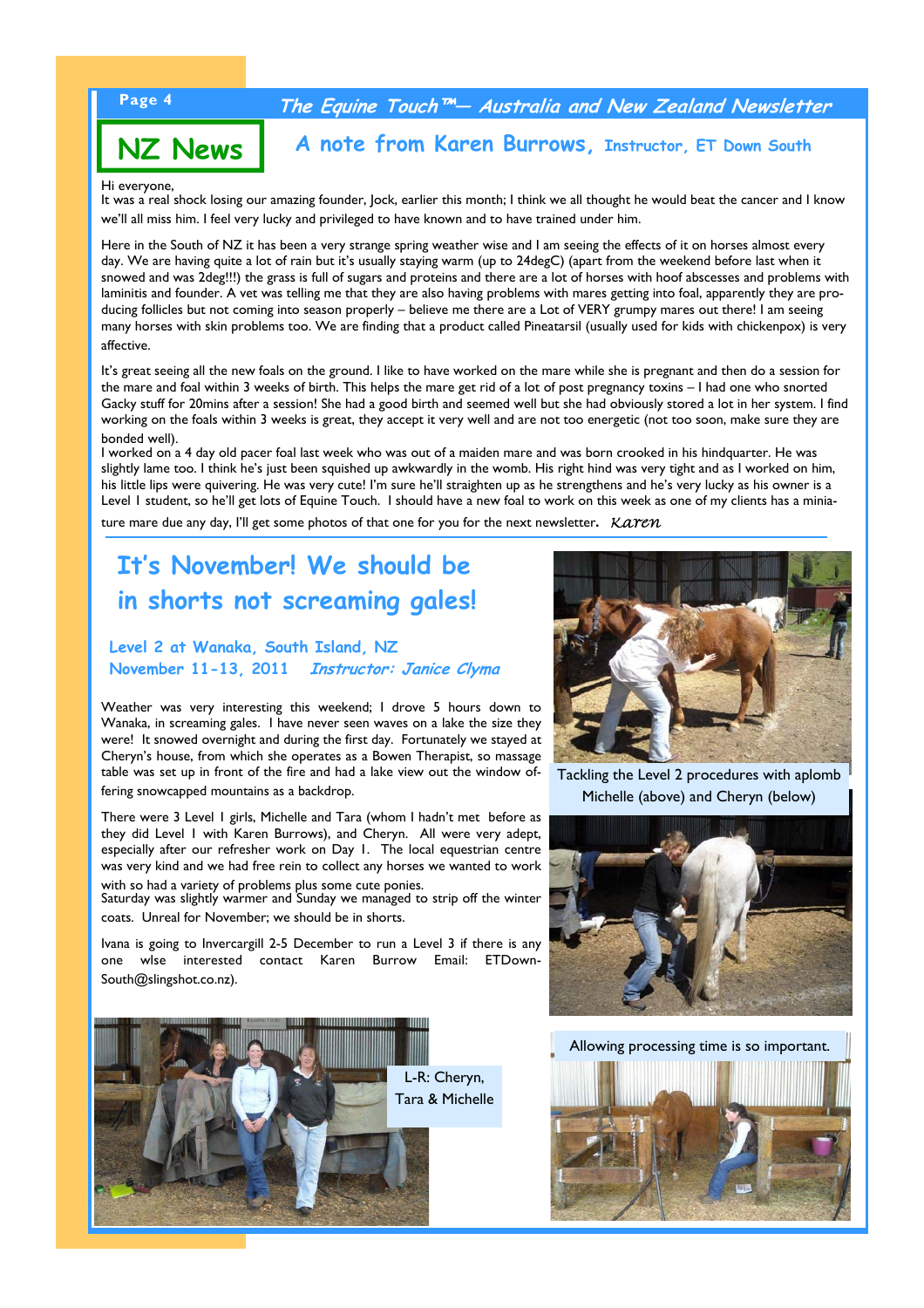# NZ News

## A note from Karen Burrows, Instructor, ET Down South

Hi everyone,

It was a real shock losing our amazing founder, Jock, earlier this month; I think we all thought he would beat the cancer and I know we'll all miss him. I feel very lucky and privileged to have known and to have trained under him.

Here in the South of NZ it has been a very strange spring weather wise and I am seeing the effects of it on horses almost every day. We are having quite a lot of rain but it's usually staying warm (up to 24degC) (apart from the weekend before last when it snowed and was 2deg!!!) the grass is full of sugars and proteins and there are a lot of horses with hoof abscesses and problems with laminitis and founder. A vet was telling me that they are also having problems with mares getting into foal, apparently they are producing follicles but not coming into season properly – believe me there are a Lot of VERY grumpy mares out there! I am seeing many horses with skin problems too. We are finding that a product called Pineatarsil (usually used for kids with chickenpox) is very affective.

It's great seeing all the new foals on the ground. I like to have worked on the mare while she is pregnant and then do a session for the mare and foal within 3 weeks of birth. This helps the mare get rid of a lot of post pregnancy toxins – I had one who snorted Gacky stuff for 20mins after a session! She had a good birth and seemed well but she had obviously stored a lot in her system. I find working on the foals within 3 weeks is great, they accept it very well and are not too energetic (not too soon, make sure they are bonded well).

I worked on a 4 day old pacer foal last week who was out of a maiden mare and was born crooked in his hindquarter. He was slightly lame too. I think he's just been squished up awkwardly in the womb. His right hind was very tight and as I worked on him, his little lips were quivering. He was very cute! I'm sure he'll straighten up as he strengthens and he's very lucky as his owner is a Level I student, so he'll get lots of Equine Touch. I should have a new foal to work on this week as one of my clients has a miniature mare due any day, I'll get some photos of that one for you for the next newsletter. *Karen*

## It's November! We should be in shorts not screaming gales!

### Level 2 at Wanaka, South Island, NZ
### November 11-13, 2011 *Instructor: Janice Clyma*

Weather was very interesting this weekend; I drove 5 hours down to Wanaka, in screaming gales. I have never seen waves on a lake the size they were! It snowed overnight and during the first day. Fortunately we stayed at Cheryn's house, from which she operates as a Bowen Therapist, so massage table was set up in front of the fire and had a lake view out the window offering snowcapped mountains as a backdrop.

There were 3 Level I girls, Michelle and Tara (whom I hadn't met before as they did Level I with Karen Burrows), and Cheryn. All were very adept, especially after our refresher work on Day I. The local equestrian centre was very kind and we had free rein to collect any horses we wanted to work with so had a variety of problems plus some cute ponies.

Saturday was slightly warmer and Sunday we managed to strip off the winter coats. Unreal for November; we should be in shorts.

Ivana is going to Invercargill 2-5 December to run a Level 3 if there is any one wlse interested contact Karen Burrow Email: ETDown-South@slingshot.co.nz).

Tackling the Level 2 procedures with aplomb Michelle (above) and Cheryn (below)

L-R: Cheryn, Tara & Michelle

Allowing processing time is so important.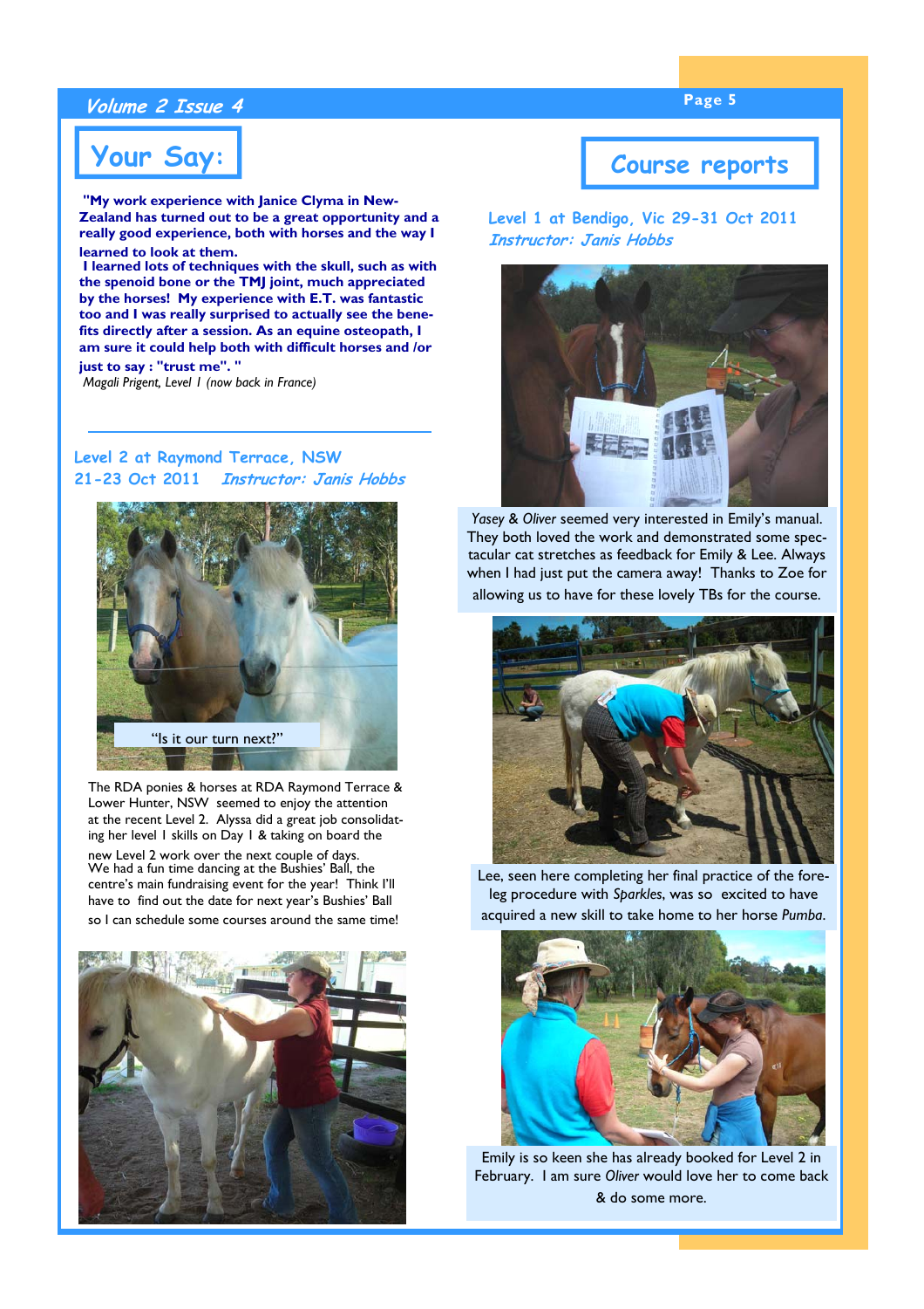## Your Say:

**"My work experience with Janice Clyma in New-Zealand has turned out to be a great opportunity and a really good experience, both with horses and the way I learned to look at them.**
**I learned lots of techniques with the skull, such as with the spenoid bone or the TMJ joint, much appreciated by the horses! My experience with E.T. was fantastic too and I was really surprised to actually see the benefits directly after a session. As an equine osteopath, I am sure it could help both with difficult horses and /or just to say : "trust me". "**

*Magali Prigent, Level I (now back in France)*

### Level 2 at Raymond Terrace, NSW 21-23 Oct 2011 *Instructor: Janis Hobbs*

"Is it our turn next?"

The RDA ponies & horses at RDA Raymond Terrace & Lower Hunter, NSW seemed to enjoy the attention at the recent Level 2. Alyssa did a great job consolidating her level 1 skills on Day 1 & taking on board the new Level 2 work over the next couple of days.
We had a fun time dancing at the Bushies' Ball, the centre's main fundraising event for the year! Think I'll have to find out the date for next year's Bushies' Ball so I can schedule some courses around the same time!

## Course reports

### Level 1 at Bendigo, Vic 29-31 Oct 2011
*Instructor: Janis Hobbs*

*Yasey* & *Oliver* seemed very interested in Emily's manual. They both loved the work and demonstrated some spectacular cat stretches as feedback for Emily & Lee. Always when I had just put the camera away! Thanks to Zoe for allowing us to have for these lovely TBs for the course.

Lee, seen here completing her final practice of the foreleg procedure with *Sparkles*, was so excited to have acquired a new skill to take home to her horse *Pumba*.

Emily is so keen she has already booked for Level 2 in February. I am sure *Oliver* would love her to come back & do some more.